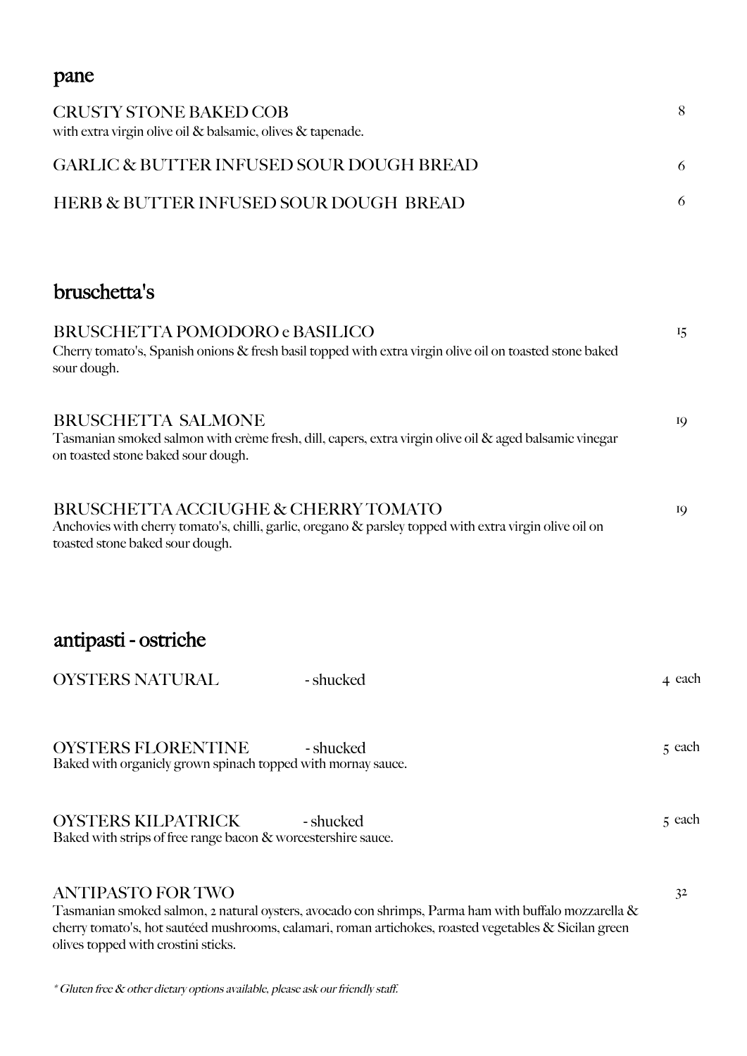## pane

**CRUSTY STONE BAKED COB** — 8
with extra virgin olive oil & balsamic, olives & tapenade.

**GARLIC & BUTTER INFUSED SOUR DOUGH BREAD** — 6

**HERB & BUTTER INFUSED SOUR DOUGH BREAD** — 6

## bruschetta's

**BRUSCHETTA POMODORO e BASILICO** — 15
Cherry tomato's, Spanish onions & fresh basil topped with extra virgin olive oil on toasted stone baked sour dough.

**BRUSCHETTA SALMONE** — 19
Tasmanian smoked salmon with crème fresh, dill, capers, extra virgin olive oil & aged balsamic vinegar on toasted stone baked sour dough.

**BRUSCHETTA ACCIUGHE & CHERRY TOMATO** — 19
Anchovies with cherry tomato's, chilli, garlic, oregano & parsley topped with extra virgin olive oil on toasted stone baked sour dough.

## antipasti - ostriche

**OYSTERS NATURAL** - shucked — 4 each

**OYSTERS FLORENTINE** - shucked — 5 each
Baked with organicly grown spinach topped with mornay sauce.

**OYSTERS KILPATRICK** - shucked — 5 each
Baked with strips of free range bacon & worcestershire sauce.

**ANTIPASTO FOR TWO** — 32
Tasmanian smoked salmon, 2 natural oysters, avocado con shrimps, Parma ham with buffalo mozzarella & cherry tomato's, hot sautéed mushrooms, calamari, roman artichokes, roasted vegetables & Sicilan green olives topped with crostini sticks.

*\* Gluten free & other dietary options available, please ask our friendly staff.*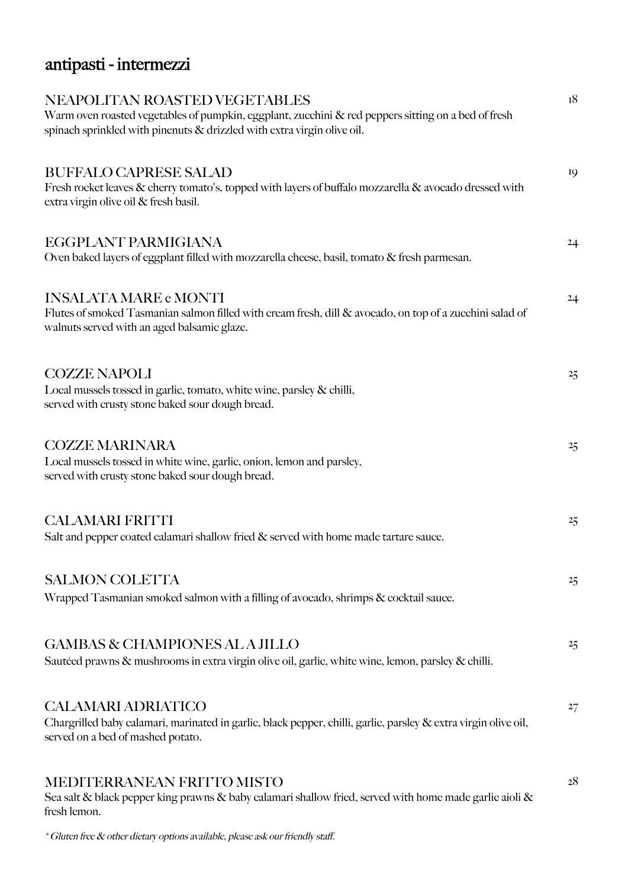# antipasti - intermezzi

## NEAPOLITAN ROASTED VEGETABLES — 18

Warm oven roasted vegetables of pumpkin, eggplant, zucchini & red peppers sitting on a bed of fresh spinach sprinkled with pinenuts & drizzled with extra virgin olive oil.

## BUFFALO CAPRESE SALAD — 19

Fresh rocket leaves & cherry tomato's, topped with layers of buffalo mozzarella & avocado dressed with extra virgin olive oil & fresh basil.

## EGGPLANT PARMIGIANA — 24

Oven baked layers of eggplant filled with mozzarella cheese, basil, tomato & fresh parmesan.

## INSALATA MARE e MONTI — 24

Flutes of smoked Tasmanian salmon filled with cream fresh, dill & avocado, on top of a zucchini salad of walnuts served with an aged balsamic glaze.

## COZZE NAPOLI — 25

Local mussels tossed in garlic, tomato, white wine, parsley & chilli,
served with crusty stone baked sour dough bread.

## COZZE MARINARA — 25

Local mussels tossed in white wine, garlic, onion, lemon and parsley,
served with crusty stone baked sour dough bread.

## CALAMARI FRITTI — 25

Salt and pepper coated calamari shallow fried & served with home made tartare sauce.

## SALMON COLETTA — 25

Wrapped Tasmanian smoked salmon with a filling of avocado, shrimps & cocktail sauce.

## GAMBAS & CHAMPIONES AL A JILLO — 25

Sautéed prawns & mushrooms in extra virgin olive oil, garlic, white wine, lemon, parsley & chilli.

## CALAMARI ADRIATICO — 27

Chargrilled baby calamari, marinated in garlic, black pepper, chilli, garlic, parsley & extra virgin olive oil, served on a bed of mashed potato.

## MEDITERRANEAN FRITTO MISTO — 28

Sea salt & black pepper king prawns & baby calamari shallow fried, served with home made garlic aioli & fresh lemon.

*\* Gluten free & other dietary options available, please ask our friendly staff.*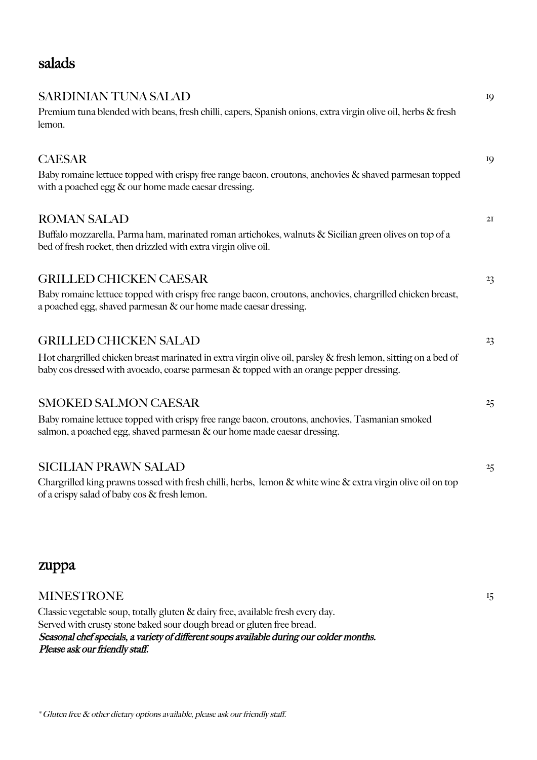## salads

### SARDINIAN TUNA SALAD — 19

Premium tuna blended with beans, fresh chilli, capers, Spanish onions, extra virgin olive oil, herbs & fresh lemon.

### CAESAR — 19

Baby romaine lettuce topped with crispy free range bacon, croutons, anchovies & shaved parmesan topped with a poached egg & our home made caesar dressing.

### ROMAN SALAD — 21

Buffalo mozzarella, Parma ham, marinated roman artichokes, walnuts & Sicilian green olives on top of a bed of fresh rocket, then drizzled with extra virgin olive oil.

### GRILLED CHICKEN CAESAR — 23

Baby romaine lettuce topped with crispy free range bacon, croutons, anchovies, chargrilled chicken breast, a poached egg, shaved parmesan & our home made caesar dressing.

### GRILLED CHICKEN SALAD — 23

Hot chargrilled chicken breast marinated in extra virgin olive oil, parsley & fresh lemon, sitting on a bed of baby cos dressed with avocado, coarse parmesan & topped with an orange pepper dressing.

### SMOKED SALMON CAESAR — 25

Baby romaine lettuce topped with crispy free range bacon, croutons, anchovies, Tasmanian smoked salmon, a poached egg, shaved parmesan & our home made caesar dressing.

### SICILIAN PRAWN SALAD — 25

Chargrilled king prawns tossed with fresh chilli, herbs, lemon & white wine & extra virgin olive oil on top of a crispy salad of baby cos & fresh lemon.

## zuppa

### MINESTRONE — 15

Classic vegetable soup, totally gluten & dairy free, available fresh every day.
Served with crusty stone baked sour dough bread or gluten free bread.
*Seasonal chef specials, a variety of different soups available during our colder months.*
*Please ask our friendly staff.*

*\* Gluten free & other dietary options available, please ask our friendly staff.*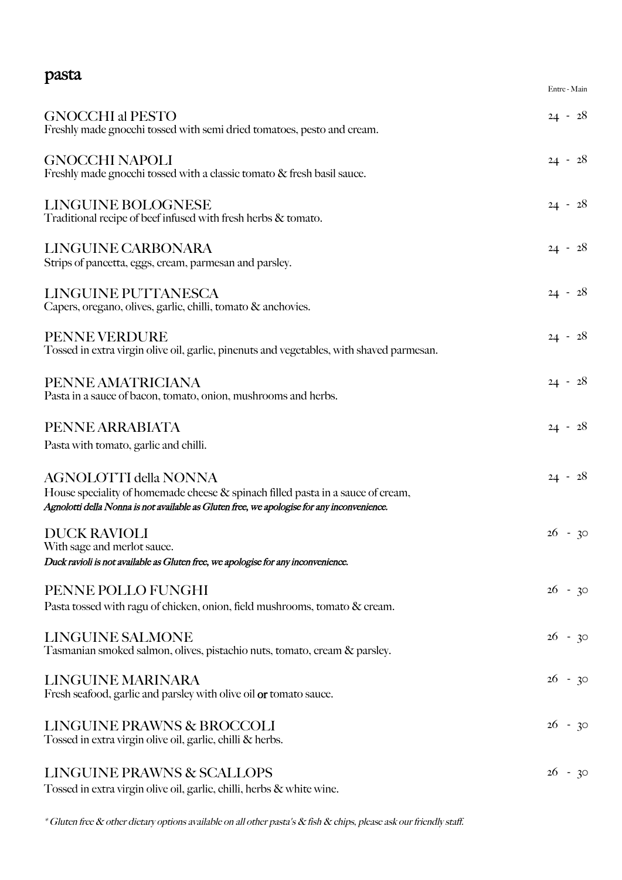## pasta

Entre - Main

**GNOCCHI al PESTO** — 24 - 28
Freshly made gnocchi tossed with semi dried tomatoes, pesto and cream.

**GNOCCHI NAPOLI** — 24 - 28
Freshly made gnocchi tossed with a classic tomato & fresh basil sauce.

**LINGUINE BOLOGNESE** — 24 - 28
Traditional recipe of beef infused with fresh herbs & tomato.

**LINGUINE CARBONARA** — 24 - 28
Strips of pancetta, eggs, cream, parmesan and parsley.

**LINGUINE PUTTANESCA** — 24 - 28
Capers, oregano, olives, garlic, chilli, tomato & anchovies.

**PENNE VERDURE** — 24 - 28
Tossed in extra virgin olive oil, garlic, pinenuts and vegetables, with shaved parmesan.

**PENNE AMATRICIANA** — 24 - 28
Pasta in a sauce of bacon, tomato, onion, mushrooms and herbs.

**PENNE ARRABIATA** — 24 - 28
Pasta with tomato, garlic and chilli.

**AGNOLOTTI della NONNA** — 24 - 28
House speciality of homemade cheese & spinach filled pasta in a sauce of cream,
*Agnolotti della Nonna is not available as Gluten free, we apologise for any inconvenience.*

**DUCK RAVIOLI** — 26 - 30
With sage and merlot sauce.
***Duck ravioli is not available as Gluten free, we apologise for any inconvenience.***

**PENNE POLLO FUNGHI** — 26 - 30
Pasta tossed with ragu of chicken, onion, field mushrooms, tomato & cream.

**LINGUINE SALMONE** — 26 - 30
Tasmanian smoked salmon, olives, pistachio nuts, tomato, cream & parsley.

**LINGUINE MARINARA** — 26 - 30
Fresh seafood, garlic and parsley with olive oil **or** tomato sauce.

**LINGUINE PRAWNS & BROCCOLI** — 26 - 30
Tossed in extra virgin olive oil, garlic, chilli & herbs.

**LINGUINE PRAWNS & SCALLOPS** — 26 - 30
Tossed in extra virgin olive oil, garlic, chilli, herbs & white wine.

*\* Gluten free & other dietary options available on all other pasta's & fish & chips, please ask our friendly staff.*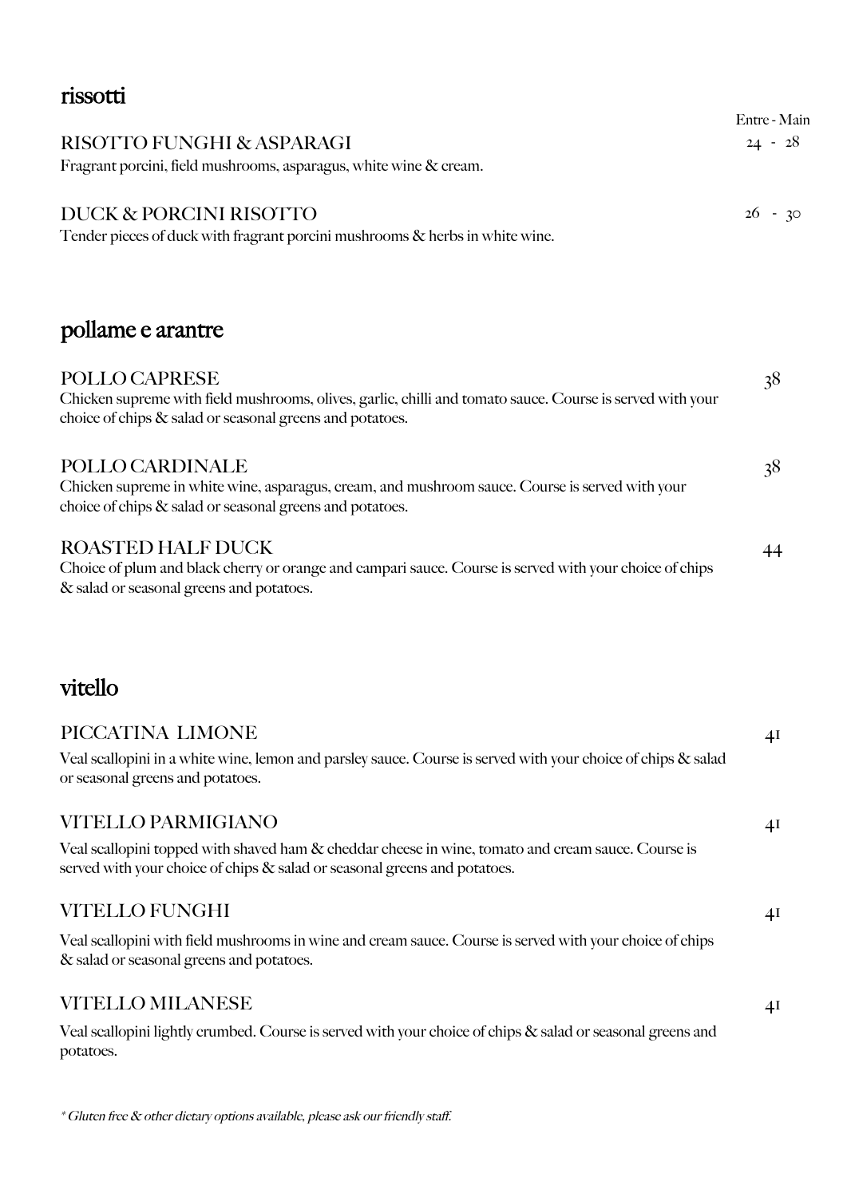## rissotti

Entre - Main

### RISOTTO FUNGHI & ASPARAGI 24 - 28

Fragrant porcini, field mushrooms, asparagus, white wine & cream.

### DUCK & PORCINI RISOTTO 26 - 30

Tender pieces of duck with fragrant porcini mushrooms & herbs in white wine.

## pollame e arantre

### POLLO CAPRESE 38

Chicken supreme with field mushrooms, olives, garlic, chilli and tomato sauce. Course is served with your choice of chips & salad or seasonal greens and potatoes.

### POLLO CARDINALE 38

Chicken supreme in white wine, asparagus, cream, and mushroom sauce. Course is served with your choice of chips & salad or seasonal greens and potatoes.

### ROASTED HALF DUCK 44

Choice of plum and black cherry or orange and campari sauce. Course is served with your choice of chips & salad or seasonal greens and potatoes.

## vitello

### PICCATINA LIMONE 41

Veal scallopini in a white wine, lemon and parsley sauce. Course is served with your choice of chips & salad or seasonal greens and potatoes.

### VITELLO PARMIGIANO 41

Veal scallopini topped with shaved ham & cheddar cheese in wine, tomato and cream sauce. Course is served with your choice of chips & salad or seasonal greens and potatoes.

### VITELLO FUNGHI 41

Veal scallopini with field mushrooms in wine and cream sauce. Course is served with your choice of chips & salad or seasonal greens and potatoes.

### VITELLO MILANESE 41

Veal scallopini lightly crumbed. Course is served with your choice of chips & salad or seasonal greens and potatoes.

*\* Gluten free & other dietary options available, please ask our friendly staff.*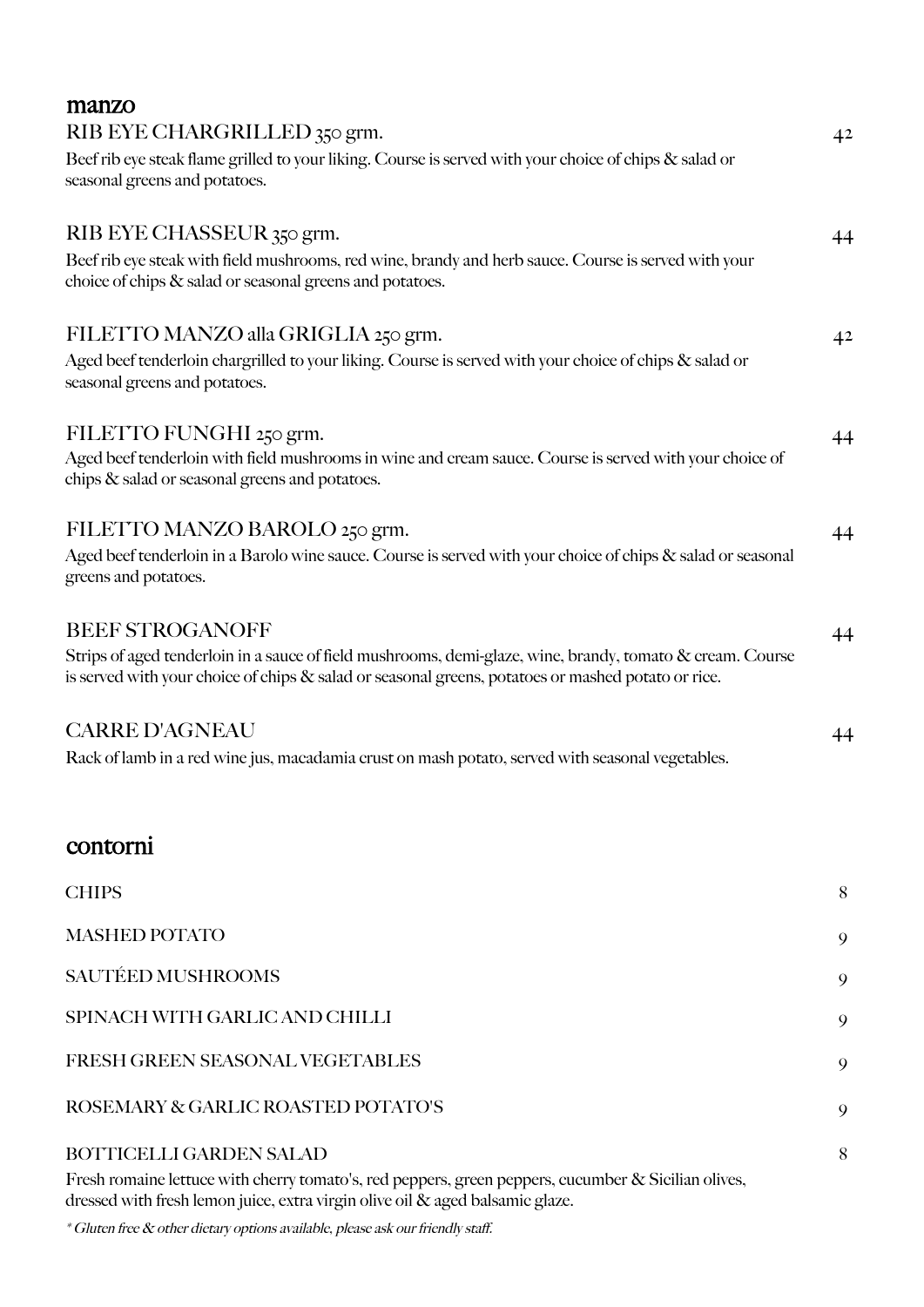## manzo

### RIB EYE CHARGRILLED 350 grm. — 42

Beef rib eye steak flame grilled to your liking. Course is served with your choice of chips & salad or seasonal greens and potatoes.

### RIB EYE CHASSEUR 350 grm. — 44

Beef rib eye steak with field mushrooms, red wine, brandy and herb sauce. Course is served with your choice of chips & salad or seasonal greens and potatoes.

### FILETTO MANZO alla GRIGLIA 250 grm. — 42

Aged beef tenderloin chargrilled to your liking. Course is served with your choice of chips & salad or seasonal greens and potatoes.

### FILETTO FUNGHI 250 grm. — 44

Aged beef tenderloin with field mushrooms in wine and cream sauce. Course is served with your choice of chips & salad or seasonal greens and potatoes.

### FILETTO MANZO BAROLO 250 grm. — 44

Aged beef tenderloin in a Barolo wine sauce. Course is served with your choice of chips & salad or seasonal greens and potatoes.

### BEEF STROGANOFF — 44

Strips of aged tenderloin in a sauce of field mushrooms, demi-glaze, wine, brandy, tomato & cream. Course is served with your choice of chips & salad or seasonal greens, potatoes or mashed potato or rice.

### CARRE D'AGNEAU — 44

Rack of lamb in a red wine jus, macadamia crust on mash potato, served with seasonal vegetables.

## contorni

| Item | Price |
|---|---|
| CHIPS | 8 |
| MASHED POTATO | 9 |
| SAUTÉED MUSHROOMS | 9 |
| SPINACH WITH GARLIC AND CHILLI | 9 |
| FRESH GREEN SEASONAL VEGETABLES | 9 |
| ROSEMARY & GARLIC ROASTED POTATO'S | 9 |
| BOTTICELLI GARDEN SALAD | 8 |

Fresh romaine lettuce with cherry tomato's, red peppers, green peppers, cucumber & Sicilian olives, dressed with fresh lemon juice, extra virgin olive oil & aged balsamic glaze.

*\* Gluten free & other dietary options available, please ask our friendly staff.*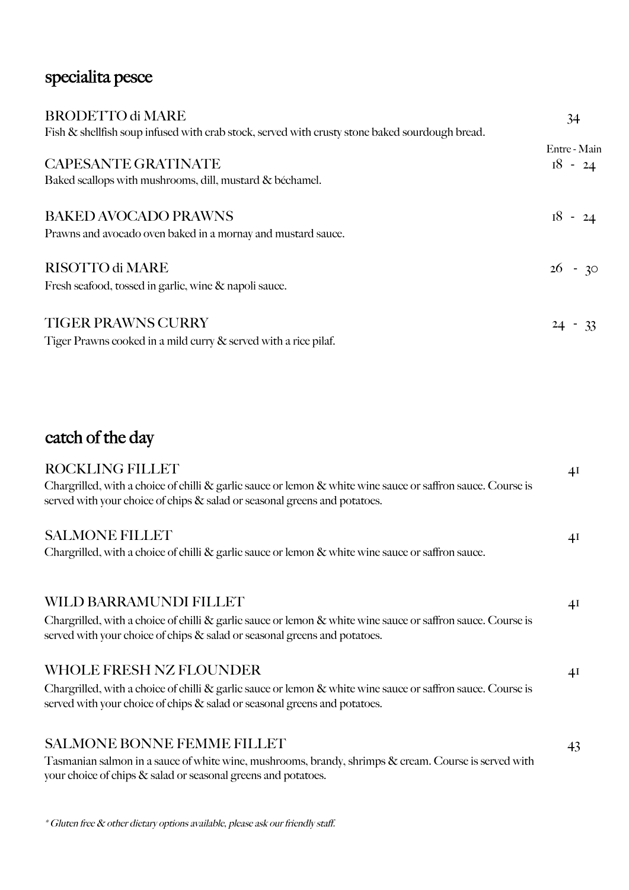## specialita pesce

**BRODETTO di MARE** — 34
Fish & shellfish soup infused with crab stock, served with crusty stone baked sourdough bread.

Entre - Main

**CAPESANTE GRATINATE** — 18 - 24
Baked scallops with mushrooms, dill, mustard & béchamel.

**BAKED AVOCADO PRAWNS** — 18 - 24
Prawns and avocado oven baked in a mornay and mustard sauce.

**RISOTTO di MARE** — 26 - 30
Fresh seafood, tossed in garlic, wine & napoli sauce.

**TIGER PRAWNS CURRY** — 24 - 33
Tiger Prawns cooked in a mild curry & served with a rice pilaf.

## catch of the day

**ROCKLING FILLET** — 41
Chargrilled, with a choice of chilli & garlic sauce or lemon & white wine sauce or saffron sauce. Course is served with your choice of chips & salad or seasonal greens and potatoes.

**SALMONE FILLET** — 41
Chargrilled, with a choice of chilli & garlic sauce or lemon & white wine sauce or saffron sauce.

**WILD BARRAMUNDI FILLET** — 41
Chargrilled, with a choice of chilli & garlic sauce or lemon & white wine sauce or saffron sauce. Course is served with your choice of chips & salad or seasonal greens and potatoes.

**WHOLE FRESH NZ FLOUNDER** — 41
Chargrilled, with a choice of chilli & garlic sauce or lemon & white wine sauce or saffron sauce. Course is served with your choice of chips & salad or seasonal greens and potatoes.

**SALMONE BONNE FEMME FILLET** — 43
Tasmanian salmon in a sauce of white wine, mushrooms, brandy, shrimps & cream. Course is served with your choice of chips & salad or seasonal greens and potatoes.

*\* Gluten free & other dietary options available, please ask our friendly staff.*